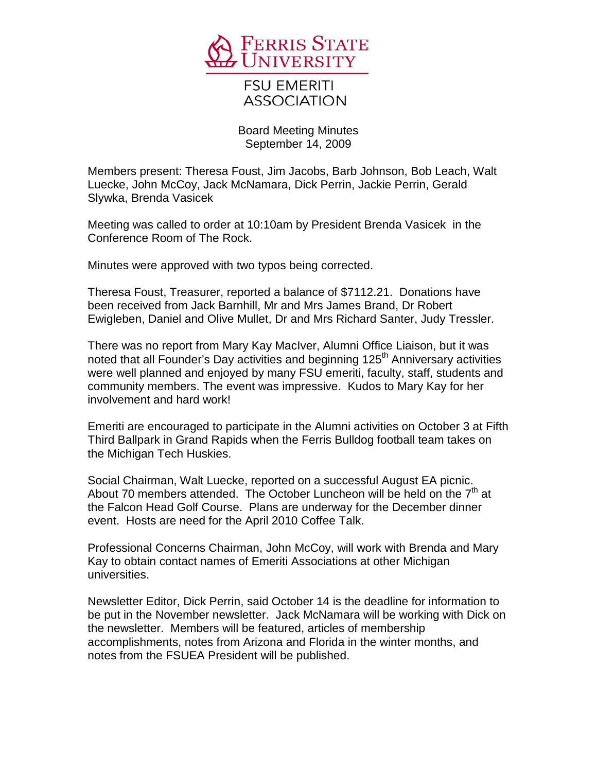# Ferris State University

## FSU Emeriti Association

Board Meeting Minutes
September 14, 2009

Members present: Theresa Foust, Jim Jacobs, Barb Johnson, Bob Leach, Walt Luecke, John McCoy, Jack McNamara, Dick Perrin, Jackie Perrin, Gerald Slywka, Brenda Vasicek

Meeting was called to order at 10:10am by President Brenda Vasicek in the Conference Room of The Rock.

Minutes were approved with two typos being corrected.

Theresa Foust, Treasurer, reported a balance of $7112.21. Donations have been received from Jack Barnhill, Mr and Mrs James Brand, Dr Robert Ewigleben, Daniel and Olive Mullet, Dr and Mrs Richard Santer, Judy Tressler.

There was no report from Mary Kay MacIver, Alumni Office Liaison, but it was noted that all Founder's Day activities and beginning 125th Anniversary activities were well planned and enjoyed by many FSU emeriti, faculty, staff, students and community members. The event was impressive. Kudos to Mary Kay for her involvement and hard work!

Emeriti are encouraged to participate in the Alumni activities on October 3 at Fifth Third Ballpark in Grand Rapids when the Ferris Bulldog football team takes on the Michigan Tech Huskies.

Social Chairman, Walt Luecke, reported on a successful August EA picnic. About 70 members attended. The October Luncheon will be held on the 7th at the Falcon Head Golf Course. Plans are underway for the December dinner event. Hosts are need for the April 2010 Coffee Talk.

Professional Concerns Chairman, John McCoy, will work with Brenda and Mary Kay to obtain contact names of Emeriti Associations at other Michigan universities.

Newsletter Editor, Dick Perrin, said October 14 is the deadline for information to be put in the November newsletter. Jack McNamara will be working with Dick on the newsletter. Members will be featured, articles of membership accomplishments, notes from Arizona and Florida in the winter months, and notes from the FSUEA President will be published.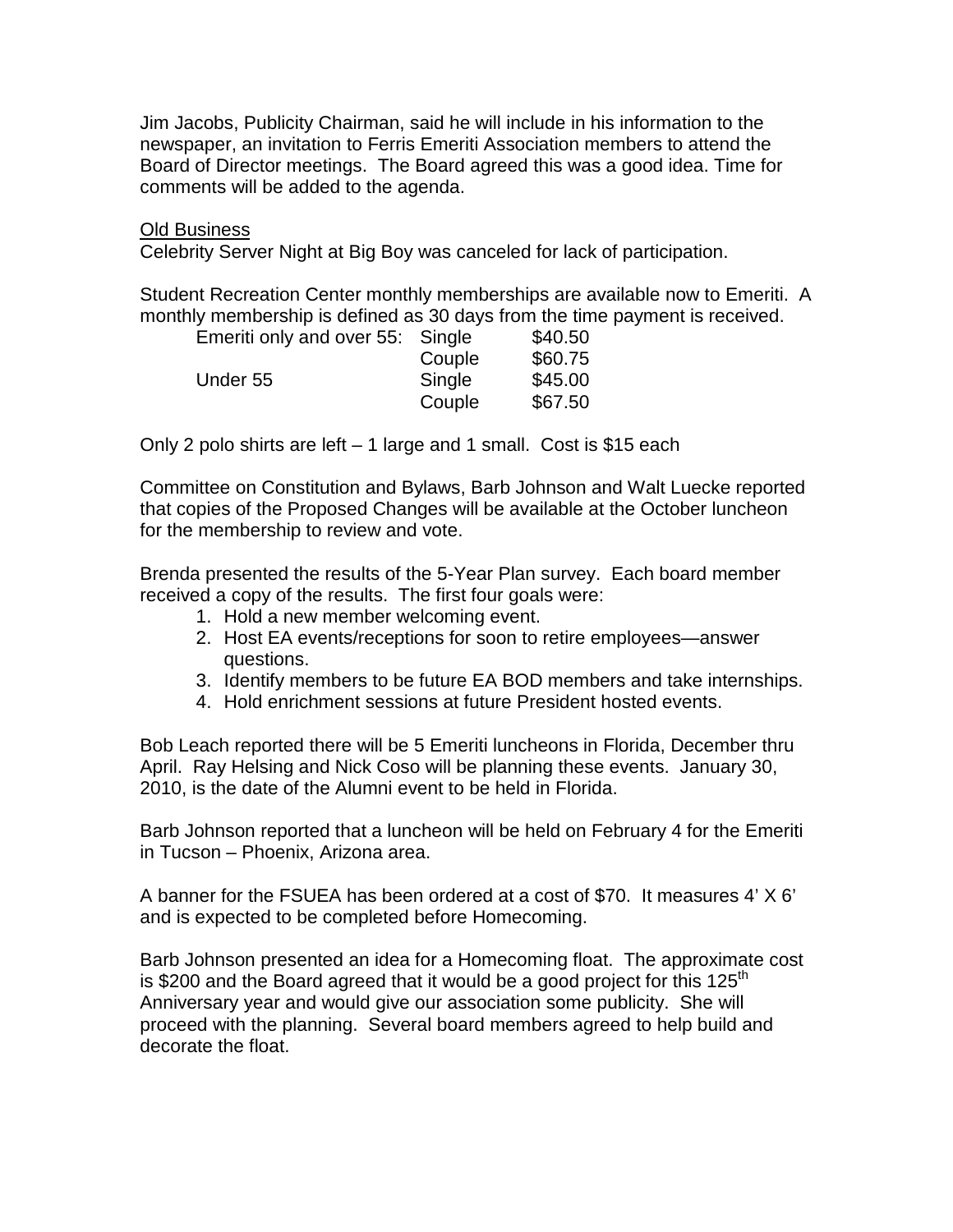Jim Jacobs, Publicity Chairman, said he will include in his information to the newspaper, an invitation to Ferris Emeriti Association members to attend the Board of Director meetings. The Board agreed this was a good idea. Time for comments will be added to the agenda.

<u>Old Business</u>

Celebrity Server Night at Big Boy was canceled for lack of participation.

Student Recreation Center monthly memberships are available now to Emeriti. A monthly membership is defined as 30 days from the time payment is received.

| | | |
|---|---|---|
| Emeriti only and over 55: | Single | \$40.50 |
| | Couple | \$60.75 |
| Under 55 | Single | \$45.00 |
| | Couple | \$67.50 |

Only 2 polo shirts are left – 1 large and 1 small. Cost is \$15 each

Committee on Constitution and Bylaws, Barb Johnson and Walt Luecke reported that copies of the Proposed Changes will be available at the October luncheon for the membership to review and vote.

Brenda presented the results of the 5-Year Plan survey. Each board member received a copy of the results. The first four goals were:

1. Hold a new member welcoming event.
2. Host EA events/receptions for soon to retire employees—answer questions.
3. Identify members to be future EA BOD members and take internships.
4. Hold enrichment sessions at future President hosted events.

Bob Leach reported there will be 5 Emeriti luncheons in Florida, December thru April. Ray Helsing and Nick Coso will be planning these events. January 30, 2010, is the date of the Alumni event to be held in Florida.

Barb Johnson reported that a luncheon will be held on February 4 for the Emeriti in Tucson – Phoenix, Arizona area.

A banner for the FSUEA has been ordered at a cost of \$70. It measures 4' X 6' and is expected to be completed before Homecoming.

Barb Johnson presented an idea for a Homecoming float. The approximate cost is \$200 and the Board agreed that it would be a good project for this 125th Anniversary year and would give our association some publicity. She will proceed with the planning. Several board members agreed to help build and decorate the float.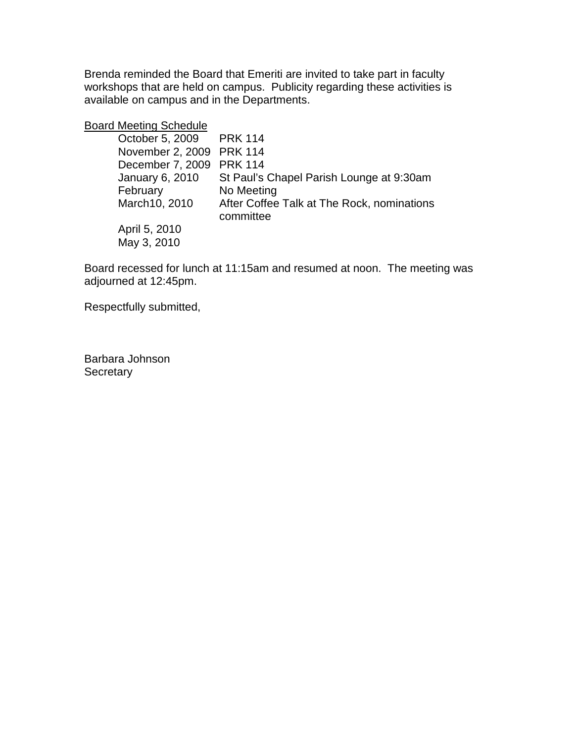Brenda reminded the Board that Emeriti are invited to take part in faculty workshops that are held on campus. Publicity regarding these activities is available on campus and in the Departments.

Board Meeting Schedule

| | |
|---|---|
| October 5, 2009 | PRK 114 |
| November 2, 2009 | PRK 114 |
| December 7, 2009 | PRK 114 |
| January 6, 2010 | St Paul's Chapel Parish Lounge at 9:30am |
| February | No Meeting |
| March10, 2010 | After Coffee Talk at The Rock, nominations committee |
| April 5, 2010 | |
| May 3, 2010 | |

Board recessed for lunch at 11:15am and resumed at noon. The meeting was adjourned at 12:45pm.

Respectfully submitted,

Barbara Johnson
Secretary